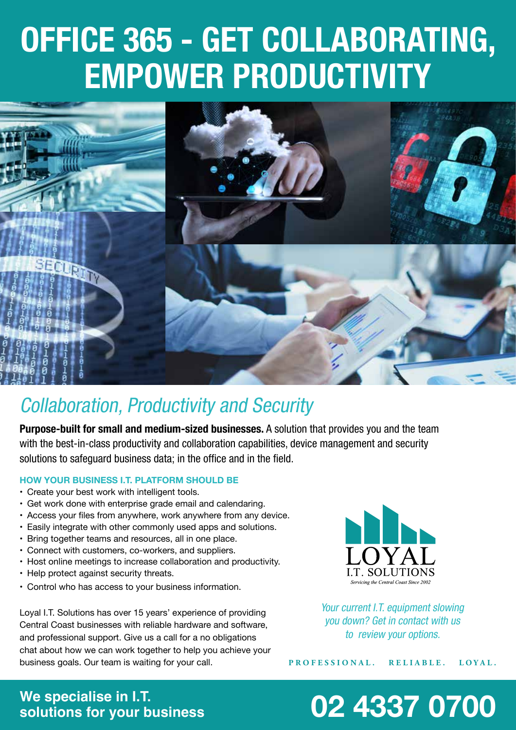# OFFICE 365 - GET COLLABORATING, EMPOWER PRODUCTIVITY

## *Collaboration, Productivity and Security*

**Purpose-built for small and medium-sized businesses.** A solution that provides you and the team with the best-in-class productivity and collaboration capabilities, device management and security solutions to safeguard business data; in the office and in the field.

### HOW YOUR BUSINESS I.T. PLATFORM SHOULD BE

- Create your best work with intelligent tools.
- Get work done with enterprise grade email and calendaring.
- Access your files from anywhere, work anywhere from any device.
- Easily integrate with other commonly used apps and solutions.
- Bring together teams and resources, all in one place.
- Connect with customers, co-workers, and suppliers.
- Host online meetings to increase collaboration and productivity.
- Help protect against security threats.
- Control who has access to your business information.

Loyal I.T. Solutions has over 15 years' experience of providing Central Coast businesses with reliable hardware and software, and professional support. Give us a call for a no obligations chat about how we can work together to help you achieve your business goals. Our team is waiting for your call.

LOYAL I.T. SOLUTIONS
*Servicing the Central Coast Since 2002*

*Your current I.T. equipment slowing you down? Get in contact with us to review your options.*

PROFESSIONAL. RELIABLE. LOYAL.

**We specialise in I.T. solutions for your business**

**02 4337 0700**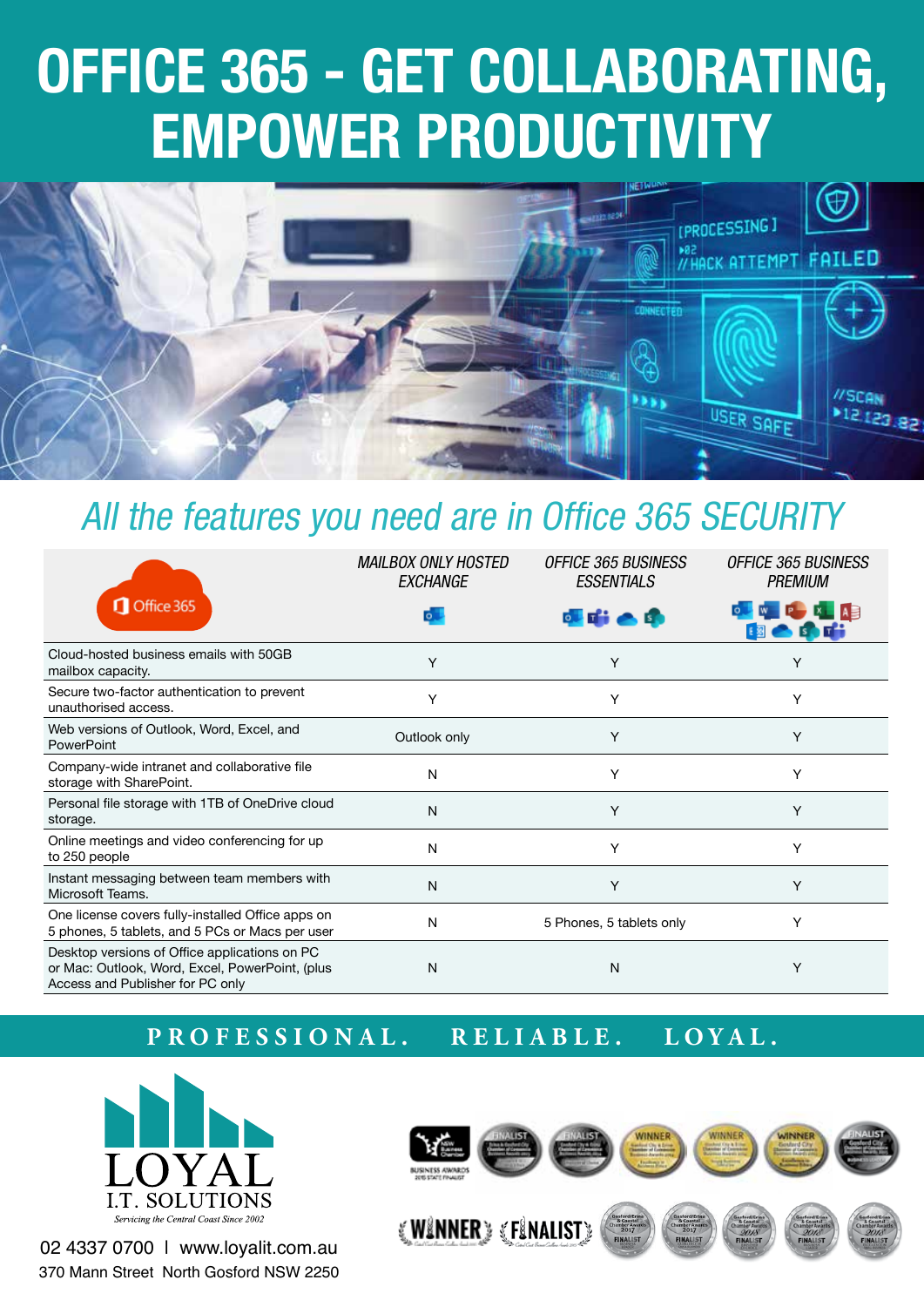# OFFICE 365 - GET COLLABORATING, EMPOWER PRODUCTIVITY

## *All the features you need are in Office 365 SECURITY*

| Office 365 | MAILBOX ONLY HOSTED EXCHANGE | OFFICE 365 BUSINESS ESSENTIALS | OFFICE 365 BUSINESS PREMIUM |
|---|---|---|---|
| Cloud-hosted business emails with 50GB mailbox capacity. | Y | Y | Y |
| Secure two-factor authentication to prevent unauthorised access. | Y | Y | Y |
| Web versions of Outlook, Word, Excel, and PowerPoint | Outlook only | Y | Y |
| Company-wide intranet and collaborative file storage with SharePoint. | N | Y | Y |
| Personal file storage with 1TB of OneDrive cloud storage. | N | Y | Y |
| Online meetings and video conferencing for up to 250 people | N | Y | Y |
| Instant messaging between team members with Microsoft Teams. | N | Y | Y |
| One license covers fully-installed Office apps on 5 phones, 5 tablets, and 5 PCs or Macs per user | N | 5 Phones, 5 tablets only | Y |
| Desktop versions of Office applications on PC or Mac: Outlook, Word, Excel, PowerPoint, (plus Access and Publisher for PC only | N | N | Y |

**PROFESSIONAL. RELIABLE. LOYAL.**

LOYAL I.T. SOLUTIONS

*Servicing the Central Coast Since 2002*

02 4337 0700 | www.loyalit.com.au

370 Mann Street North Gosford NSW 2250